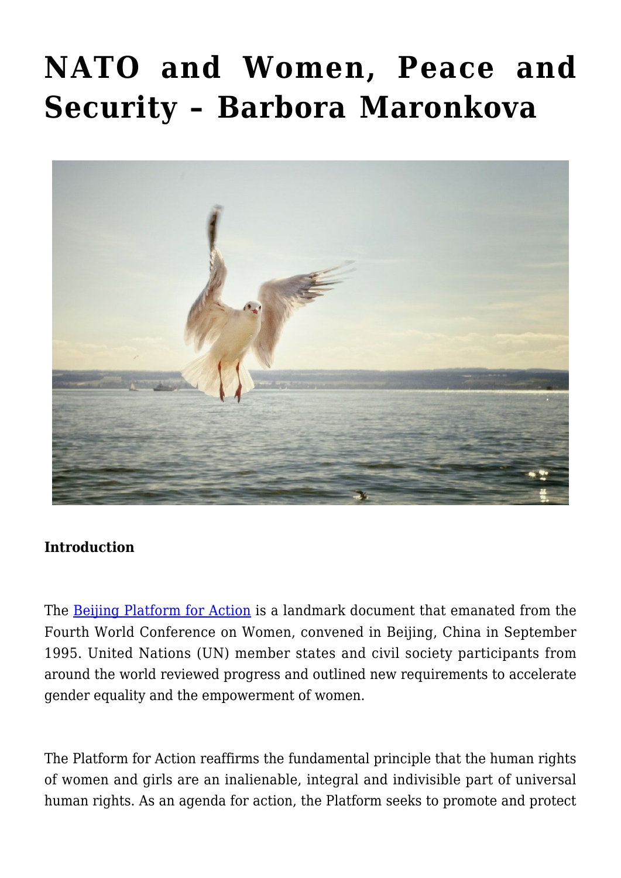# NATO and Women, Peace and Security – Barbora Maronkova

**Introduction**

The Beijing Platform for Action is a landmark document that emanated from the Fourth World Conference on Women, convened in Beijing, China in September 1995. United Nations (UN) member states and civil society participants from around the world reviewed progress and outlined new requirements to accelerate gender equality and the empowerment of women.

The Platform for Action reaffirms the fundamental principle that the human rights of women and girls are an inalienable, integral and indivisible part of universal human rights. As an agenda for action, the Platform seeks to promote and protect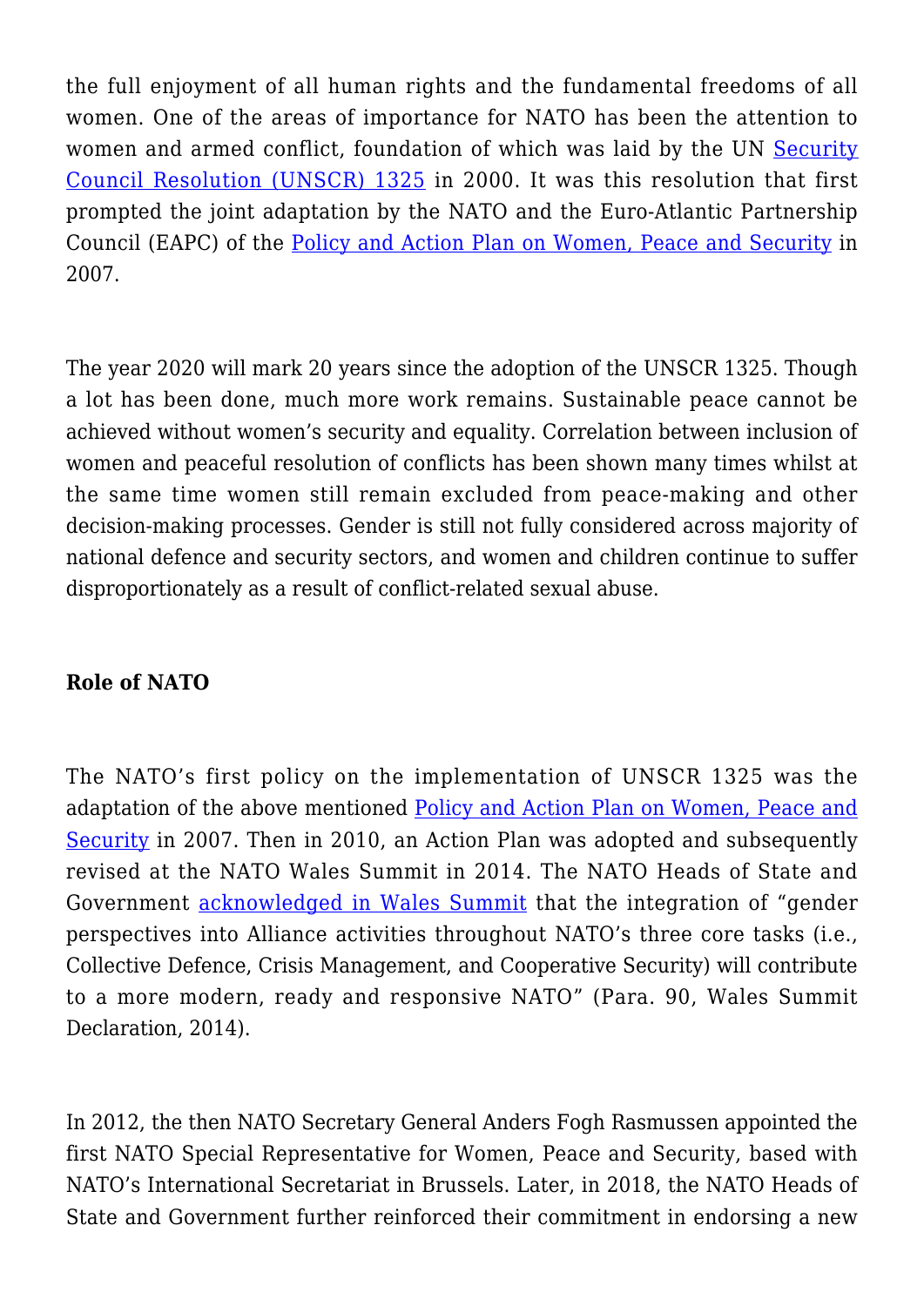the full enjoyment of all human rights and the fundamental freedoms of all women. One of the areas of importance for NATO has been the attention to women and armed conflict, foundation of which was laid by the UN Security Council Resolution (UNSCR) 1325 in 2000. It was this resolution that first prompted the joint adaptation by the NATO and the Euro-Atlantic Partnership Council (EAPC) of the Policy and Action Plan on Women, Peace and Security in 2007.

The year 2020 will mark 20 years since the adoption of the UNSCR 1325. Though a lot has been done, much more work remains. Sustainable peace cannot be achieved without women's security and equality. Correlation between inclusion of women and peaceful resolution of conflicts has been shown many times whilst at the same time women still remain excluded from peace-making and other decision-making processes. Gender is still not fully considered across majority of national defence and security sectors, and women and children continue to suffer disproportionately as a result of conflict-related sexual abuse.

**Role of NATO**

The NATO's first policy on the implementation of UNSCR 1325 was the adaptation of the above mentioned Policy and Action Plan on Women, Peace and Security in 2007. Then in 2010, an Action Plan was adopted and subsequently revised at the NATO Wales Summit in 2014. The NATO Heads of State and Government acknowledged in Wales Summit that the integration of "gender perspectives into Alliance activities throughout NATO's three core tasks (i.e., Collective Defence, Crisis Management, and Cooperative Security) will contribute to a more modern, ready and responsive NATO" (Para. 90, Wales Summit Declaration, 2014).

In 2012, the then NATO Secretary General Anders Fogh Rasmussen appointed the first NATO Special Representative for Women, Peace and Security, based with NATO's International Secretariat in Brussels. Later, in 2018, the NATO Heads of State and Government further reinforced their commitment in endorsing a new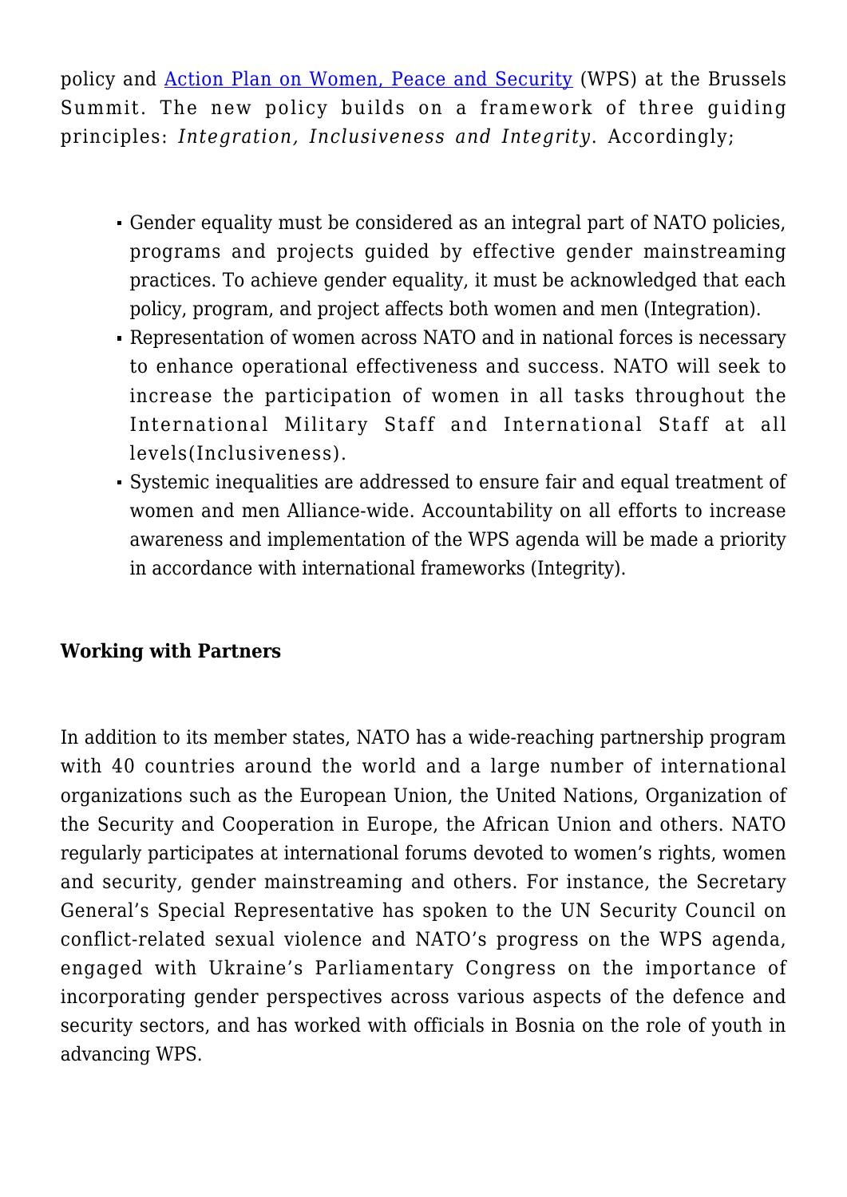policy and [Action Plan on Women, Peace and Security](#) (WPS) at the Brussels Summit. The new policy builds on a framework of three guiding principles: *Integration, Inclusiveness and Integrity*. Accordingly;

- Gender equality must be considered as an integral part of NATO policies, programs and projects guided by effective gender mainstreaming practices. To achieve gender equality, it must be acknowledged that each policy, program, and project affects both women and men (Integration).
- Representation of women across NATO and in national forces is necessary to enhance operational effectiveness and success. NATO will seek to increase the participation of women in all tasks throughout the International Military Staff and International Staff at all levels(Inclusiveness).
- Systemic inequalities are addressed to ensure fair and equal treatment of women and men Alliance-wide. Accountability on all efforts to increase awareness and implementation of the WPS agenda will be made a priority in accordance with international frameworks (Integrity).

**Working with Partners**

In addition to its member states, NATO has a wide-reaching partnership program with 40 countries around the world and a large number of international organizations such as the European Union, the United Nations, Organization of the Security and Cooperation in Europe, the African Union and others. NATO regularly participates at international forums devoted to women's rights, women and security, gender mainstreaming and others. For instance, the Secretary General's Special Representative has spoken to the UN Security Council on conflict-related sexual violence and NATO's progress on the WPS agenda, engaged with Ukraine's Parliamentary Congress on the importance of incorporating gender perspectives across various aspects of the defence and security sectors, and has worked with officials in Bosnia on the role of youth in advancing WPS.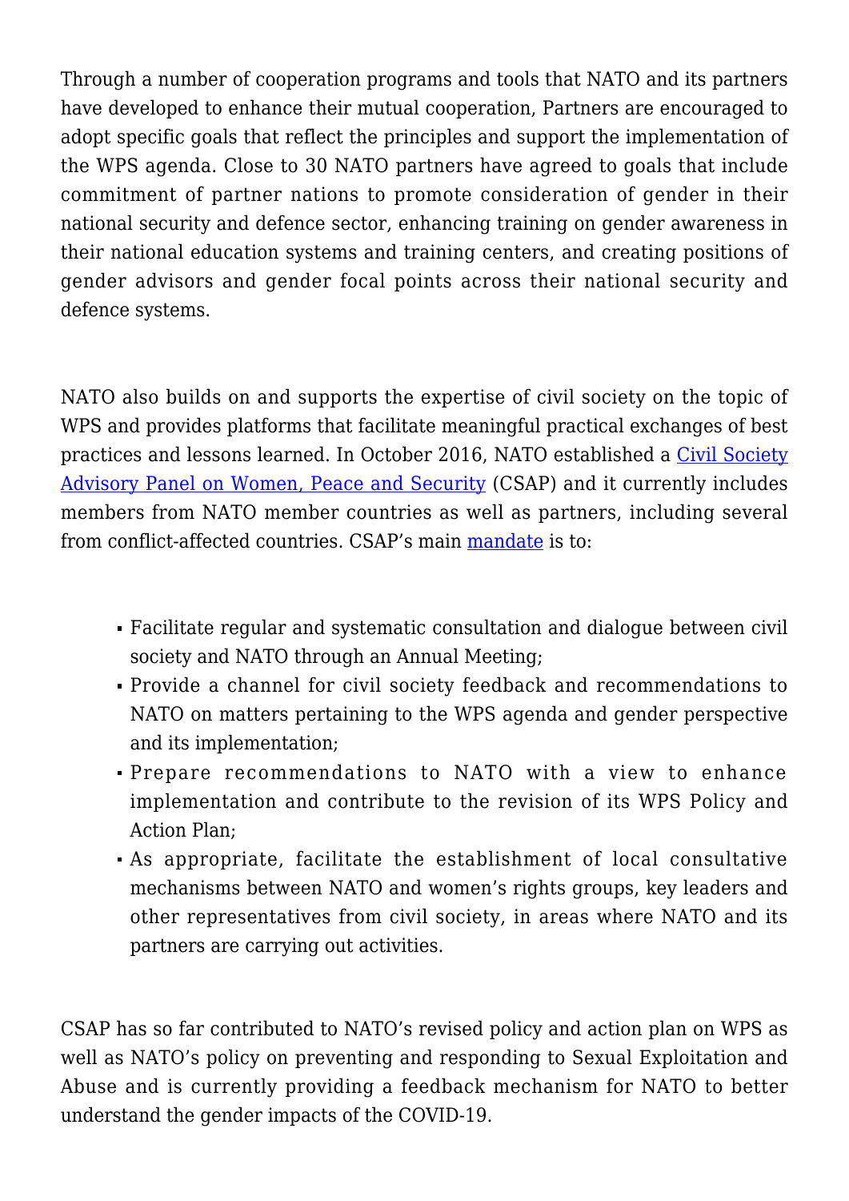Through a number of cooperation programs and tools that NATO and its partners have developed to enhance their mutual cooperation, Partners are encouraged to adopt specific goals that reflect the principles and support the implementation of the WPS agenda. Close to 30 NATO partners have agreed to goals that include commitment of partner nations to promote consideration of gender in their national security and defence sector, enhancing training on gender awareness in their national education systems and training centers, and creating positions of gender advisors and gender focal points across their national security and defence systems.

NATO also builds on and supports the expertise of civil society on the topic of WPS and provides platforms that facilitate meaningful practical exchanges of best practices and lessons learned. In October 2016, NATO established a Civil Society Advisory Panel on Women, Peace and Security (CSAP) and it currently includes members from NATO member countries as well as partners, including several from conflict-affected countries. CSAP's main mandate is to:

- Facilitate regular and systematic consultation and dialogue between civil society and NATO through an Annual Meeting;
- Provide a channel for civil society feedback and recommendations to NATO on matters pertaining to the WPS agenda and gender perspective and its implementation;
- Prepare recommendations to NATO with a view to enhance implementation and contribute to the revision of its WPS Policy and Action Plan;
- As appropriate, facilitate the establishment of local consultative mechanisms between NATO and women's rights groups, key leaders and other representatives from civil society, in areas where NATO and its partners are carrying out activities.

CSAP has so far contributed to NATO's revised policy and action plan on WPS as well as NATO's policy on preventing and responding to Sexual Exploitation and Abuse and is currently providing a feedback mechanism for NATO to better understand the gender impacts of the COVID-19.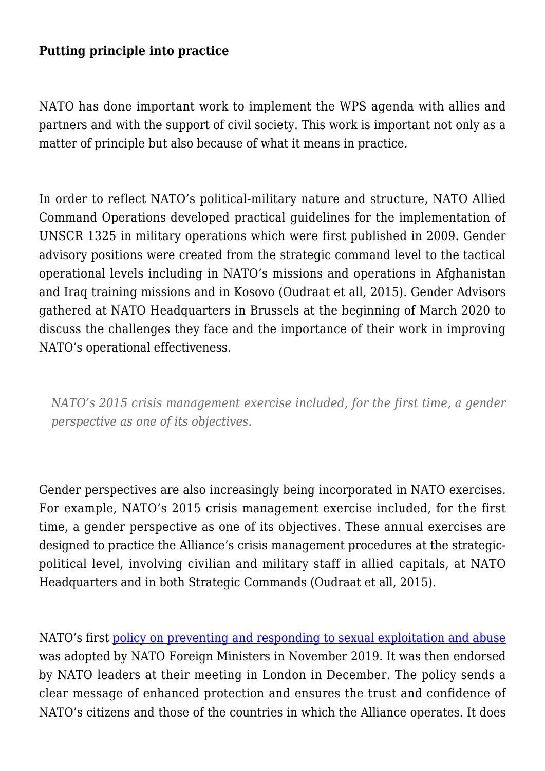**Putting principle into practice**

NATO has done important work to implement the WPS agenda with allies and partners and with the support of civil society. This work is important not only as a matter of principle but also because of what it means in practice.

In order to reflect NATO's political-military nature and structure, NATO Allied Command Operations developed practical guidelines for the implementation of UNSCR 1325 in military operations which were first published in 2009. Gender advisory positions were created from the strategic command level to the tactical operational levels including in NATO's missions and operations in Afghanistan and Iraq training missions and in Kosovo (Oudraat et all, 2015). Gender Advisors gathered at NATO Headquarters in Brussels at the beginning of March 2020 to discuss the challenges they face and the importance of their work in improving NATO's operational effectiveness.

> *NATO's 2015 crisis management exercise included, for the first time, a gender perspective as one of its objectives.*

Gender perspectives are also increasingly being incorporated in NATO exercises. For example, NATO's 2015 crisis management exercise included, for the first time, a gender perspective as one of its objectives. These annual exercises are designed to practice the Alliance's crisis management procedures at the strategic-political level, involving civilian and military staff in allied capitals, at NATO Headquarters and in both Strategic Commands (Oudraat et all, 2015).

NATO's first policy on preventing and responding to sexual exploitation and abuse was adopted by NATO Foreign Ministers in November 2019. It was then endorsed by NATO leaders at their meeting in London in December. The policy sends a clear message of enhanced protection and ensures the trust and confidence of NATO's citizens and those of the countries in which the Alliance operates. It does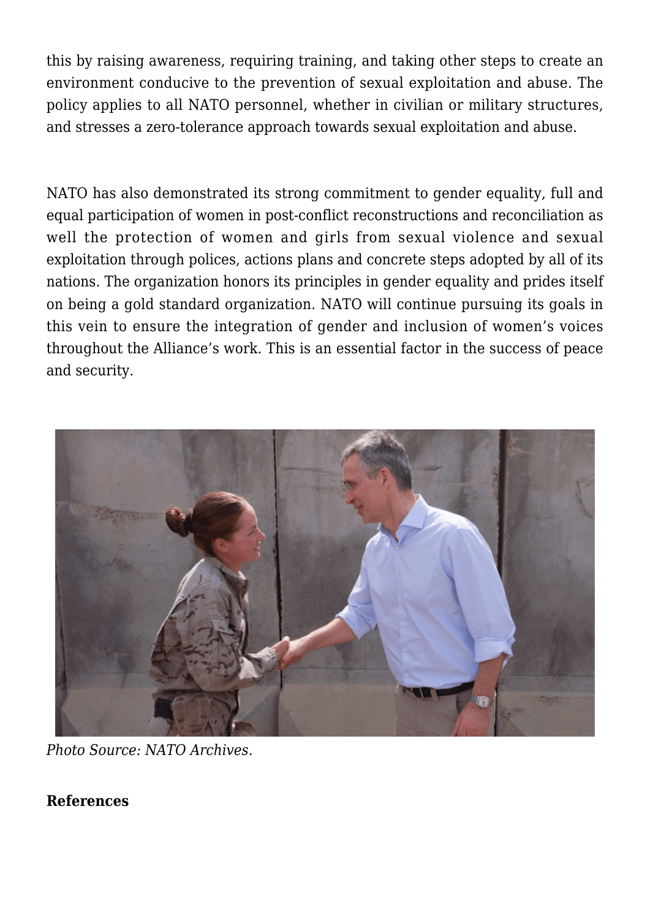this by raising awareness, requiring training, and taking other steps to create an environment conducive to the prevention of sexual exploitation and abuse. The policy applies to all NATO personnel, whether in civilian or military structures, and stresses a zero-tolerance approach towards sexual exploitation and abuse.

NATO has also demonstrated its strong commitment to gender equality, full and equal participation of women in post-conflict reconstructions and reconciliation as well the protection of women and girls from sexual violence and sexual exploitation through polices, actions plans and concrete steps adopted by all of its nations. The organization honors its principles in gender equality and prides itself on being a gold standard organization. NATO will continue pursuing its goals in this vein to ensure the integration of gender and inclusion of women's voices throughout the Alliance's work. This is an essential factor in the success of peace and security.

*Photo Source: NATO Archives.*

**References**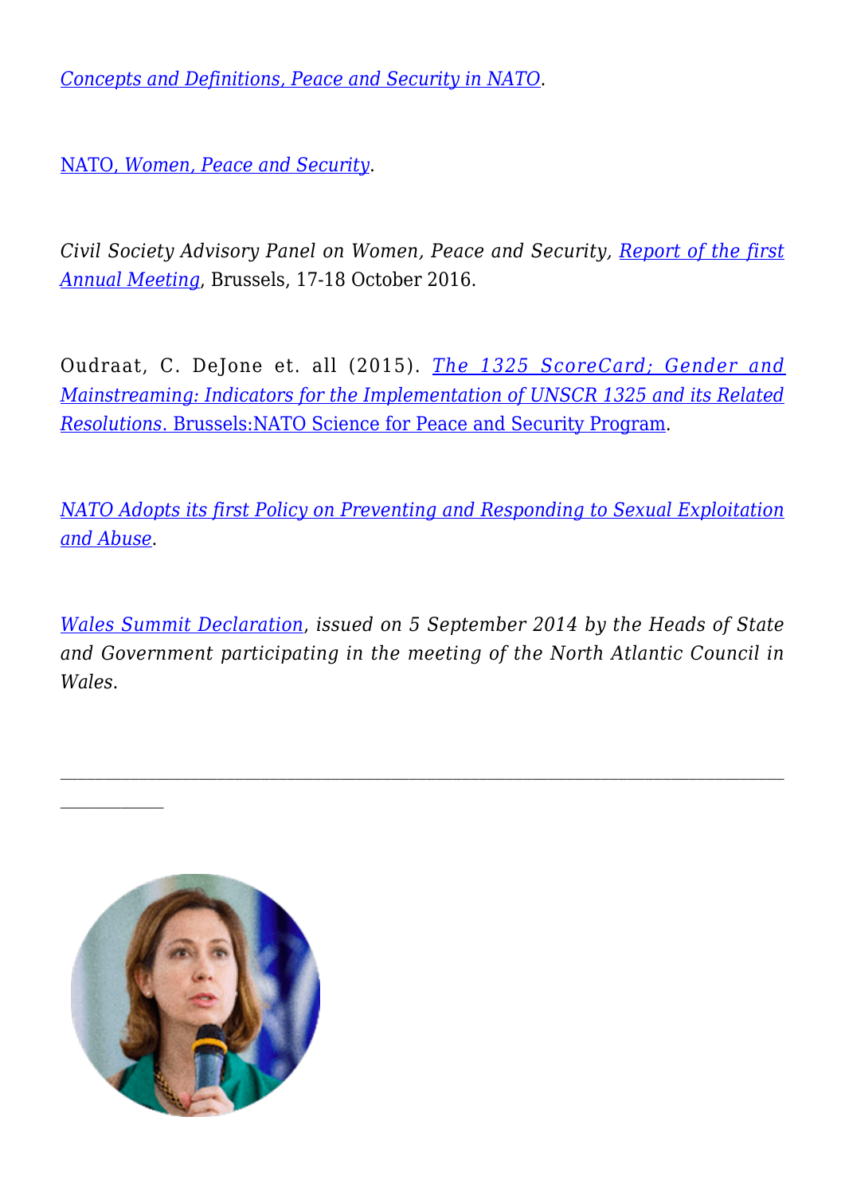*Concepts and Definitions, Peace and Security in NATO*.

NATO, *Women, Peace and Security*.

*Civil Society Advisory Panel on Women, Peace and Security,* *Report of the first Annual Meeting*, Brussels, 17-18 October 2016.

Oudraat, C. DeJone et. all (2015). *The 1325 ScoreCard; Gender and Mainstreaming: Indicators for the Implementation of UNSCR 1325 and its Related Resolutions*. Brussels:NATO Science for Peace and Security Program.

*NATO Adopts its first Policy on Preventing and Responding to Sexual Exploitation and Abuse*.

*Wales Summit Declaration, issued on 5 September 2014 by the Heads of State and Government participating in the meeting of the North Atlantic Council in Wales.*

---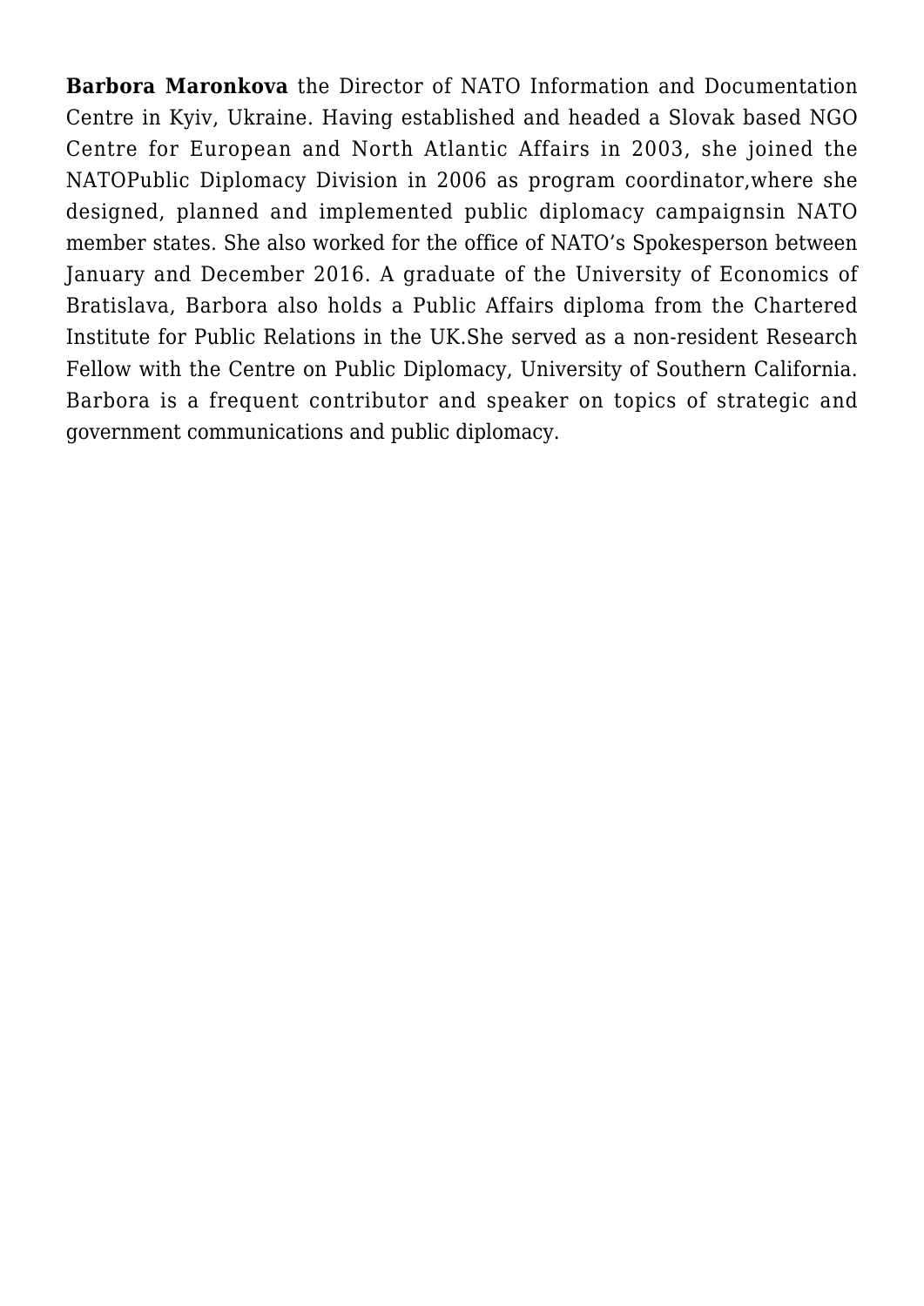**Barbora Maronkova** the Director of NATO Information and Documentation Centre in Kyiv, Ukraine. Having established and headed a Slovak based NGO Centre for European and North Atlantic Affairs in 2003, she joined the NATOPublic Diplomacy Division in 2006 as program coordinator,where she designed, planned and implemented public diplomacy campaignsin NATO member states. She also worked for the office of NATO's Spokesperson between January and December 2016. A graduate of the University of Economics of Bratislava, Barbora also holds a Public Affairs diploma from the Chartered Institute for Public Relations in the UK.She served as a non-resident Research Fellow with the Centre on Public Diplomacy, University of Southern California. Barbora is a frequent contributor and speaker on topics of strategic and government communications and public diplomacy.